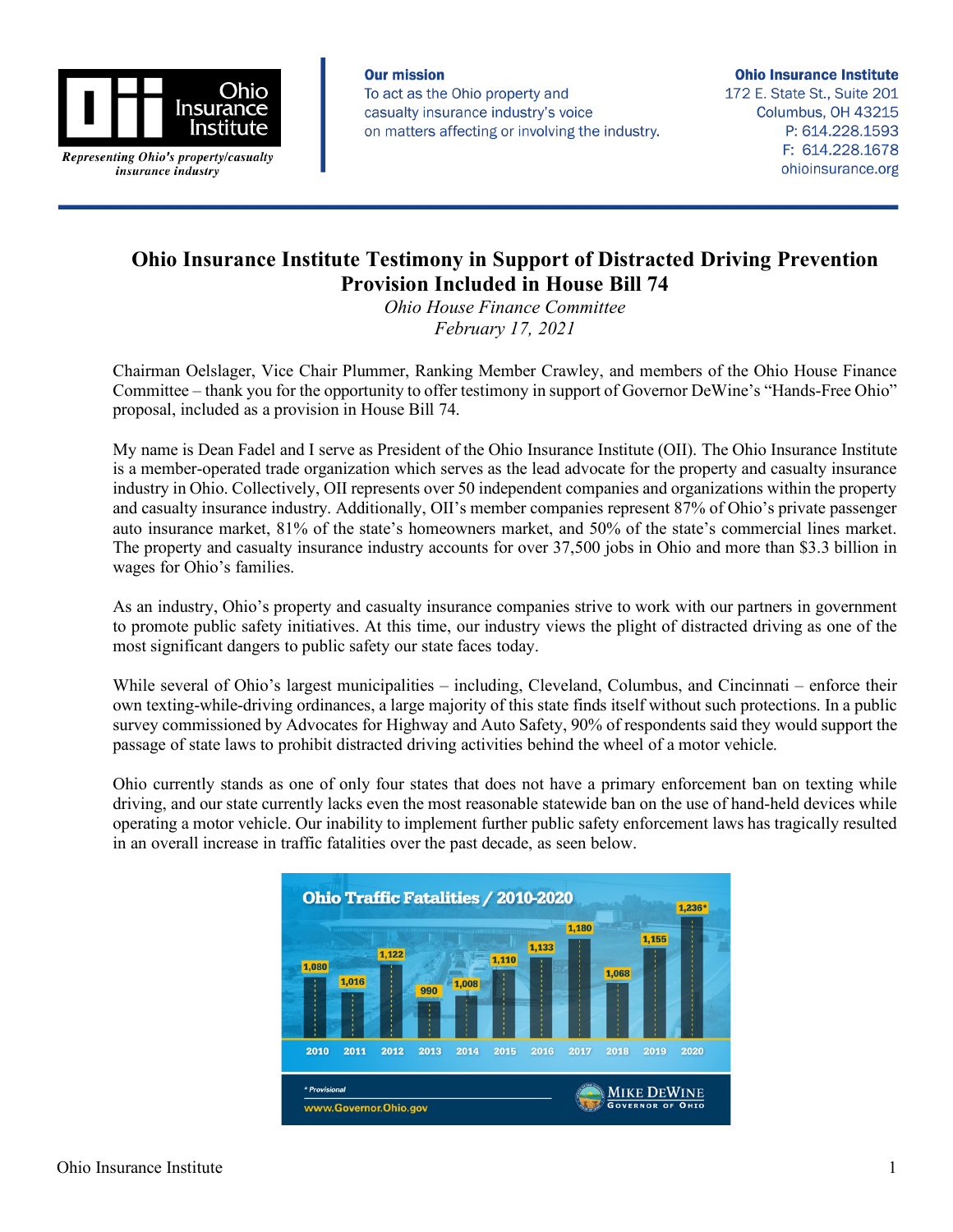Ohio Insurance Institute

*Representing Ohio's property/casualty insurance industry*

**Our mission**
To act as the Ohio property and casualty insurance industry's voice on matters affecting or involving the industry.

**Ohio Insurance Institute**
172 E. State St., Suite 201
Columbus, OH 43215
P: 614.228.1593
F: 614.228.1678
ohioinsurance.org

# Ohio Insurance Institute Testimony in Support of Distracted Driving Prevention Provision Included in House Bill 74

*Ohio House Finance Committee*
*February 17, 2021*

Chairman Oelslager, Vice Chair Plummer, Ranking Member Crawley, and members of the Ohio House Finance Committee – thank you for the opportunity to offer testimony in support of Governor DeWine's "Hands-Free Ohio" proposal, included as a provision in House Bill 74.

My name is Dean Fadel and I serve as President of the Ohio Insurance Institute (OII). The Ohio Insurance Institute is a member-operated trade organization which serves as the lead advocate for the property and casualty insurance industry in Ohio. Collectively, OII represents over 50 independent companies and organizations within the property and casualty insurance industry. Additionally, OII's member companies represent 87% of Ohio's private passenger auto insurance market, 81% of the state's homeowners market, and 50% of the state's commercial lines market. The property and casualty insurance industry accounts for over 37,500 jobs in Ohio and more than $3.3 billion in wages for Ohio's families.

As an industry, Ohio's property and casualty insurance companies strive to work with our partners in government to promote public safety initiatives. At this time, our industry views the plight of distracted driving as one of the most significant dangers to public safety our state faces today.

While several of Ohio's largest municipalities – including, Cleveland, Columbus, and Cincinnati – enforce their own texting-while-driving ordinances, a large majority of this state finds itself without such protections. In a public survey commissioned by Advocates for Highway and Auto Safety, 90% of respondents said they would support the passage of state laws to prohibit distracted driving activities behind the wheel of a motor vehicle.

Ohio currently stands as one of only four states that does not have a primary enforcement ban on texting while driving, and our state currently lacks even the most reasonable statewide ban on the use of hand-held devices while operating a motor vehicle. Our inability to implement further public safety enforcement laws has tragically resulted in an overall increase in traffic fatalities over the past decade, as seen below.

**Ohio Traffic Fatalities / 2010-2020**

| Year | Fatalities |
|---|---|
| 2010 | 1,080 |
| 2011 | 1,016 |
| 2012 | 1,122 |
| 2013 | 990 |
| 2014 | 1,008 |
| 2015 | 1,110 |
| 2016 | 1,133 |
| 2017 | 1,180 |
| 2018 | 1,068 |
| 2019 | 1,155 |
| 2020 | 1,236* |

\* Provisional

www.Governor.Ohio.gov — Mike DeWine, Governor of Ohio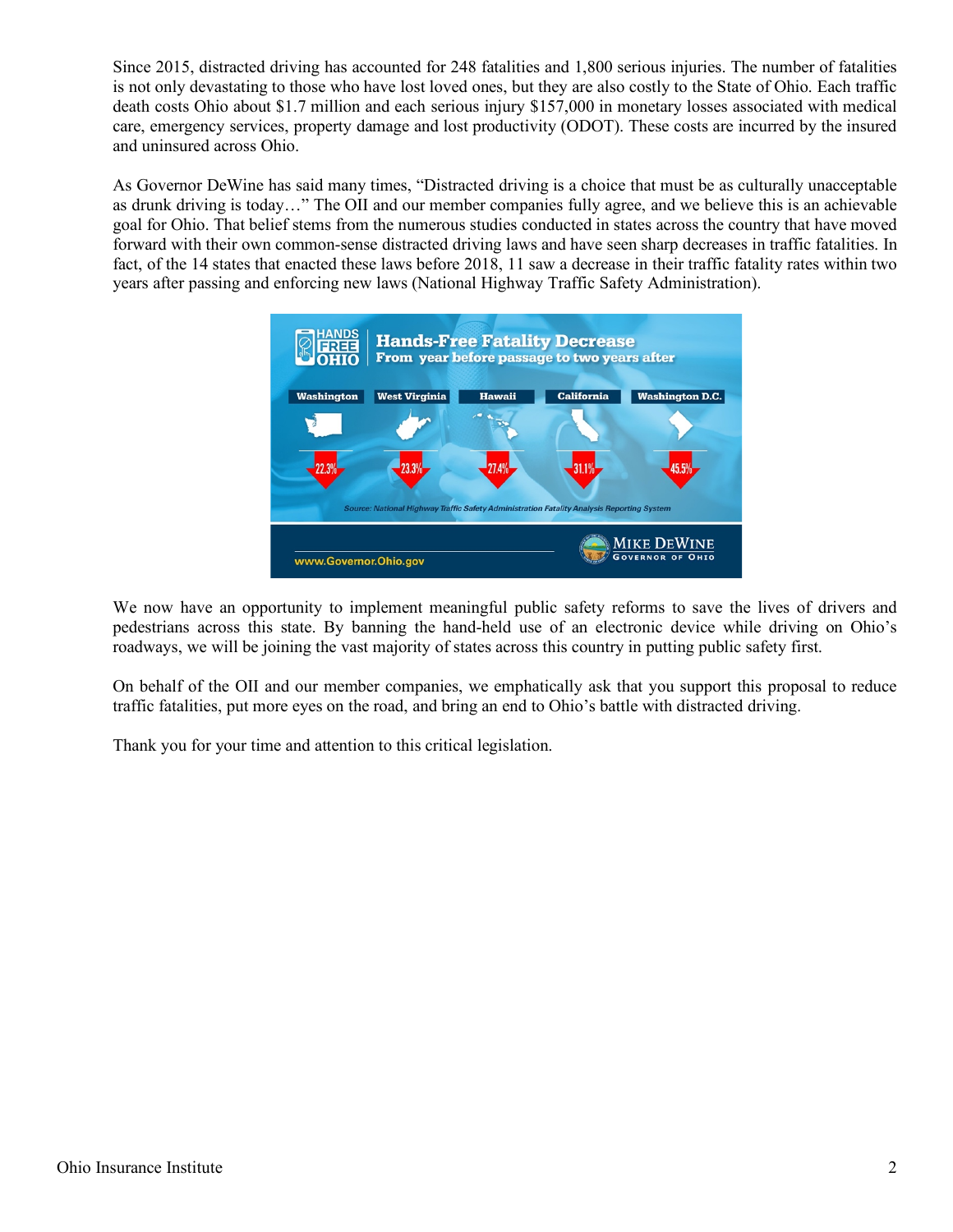Since 2015, distracted driving has accounted for 248 fatalities and 1,800 serious injuries. The number of fatalities is not only devastating to those who have lost loved ones, but they are also costly to the State of Ohio. Each traffic death costs Ohio about $1.7 million and each serious injury $157,000 in monetary losses associated with medical care, emergency services, property damage and lost productivity (ODOT). These costs are incurred by the insured and uninsured across Ohio.

As Governor DeWine has said many times, "Distracted driving is a choice that must be as culturally unacceptable as drunk driving is today…" The OII and our member companies fully agree, and we believe this is an achievable goal for Ohio. That belief stems from the numerous studies conducted in states across the country that have moved forward with their own common-sense distracted driving laws and have seen sharp decreases in traffic fatalities. In fact, of the 14 states that enacted these laws before 2018, 11 saw a decrease in their traffic fatality rates within two years after passing and enforcing new laws (National Highway Traffic Safety Administration).

HANDS FREE OHIO

Hands-Free Fatality Decrease

From year before passage to two years after

Washington
22.3%

West Virginia
23.3%

Hawaii
27.4%

California
31.1%

Washington D.C.
45.5%

Source: National Highway Traffic Safety Administration Fatality Analysis Reporting System

www.Governor.Ohio.gov

Mike DeWine
Governor of Ohio

We now have an opportunity to implement meaningful public safety reforms to save the lives of drivers and pedestrians across this state. By banning the hand-held use of an electronic device while driving on Ohio's roadways, we will be joining the vast majority of states across this country in putting public safety first.

On behalf of the OII and our member companies, we emphatically ask that you support this proposal to reduce traffic fatalities, put more eyes on the road, and bring an end to Ohio's battle with distracted driving.

Thank you for your time and attention to this critical legislation.